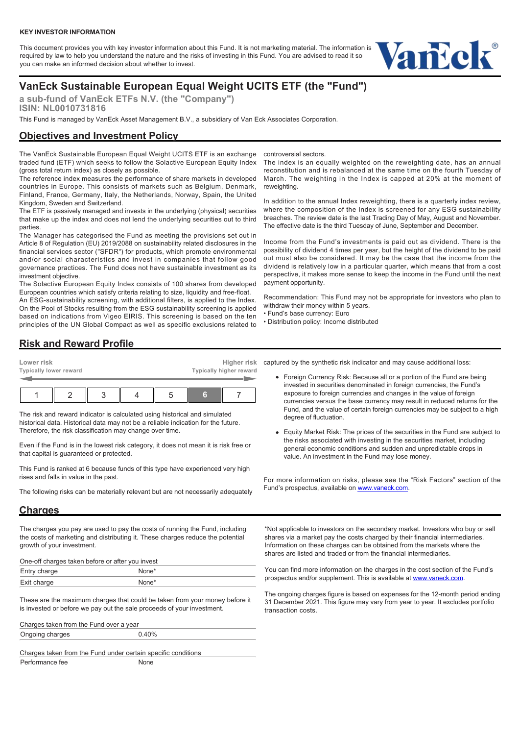**KEY INVESTOR INFORMATION**

This document provides you with key investor information about this Fund. It is not marketing material. The information is required by law to help you understand the nature and the risks of investing in this Fund. You are advised to read it so you can make an informed decision about whether to invest.

# VanEck Sustainable European Equal Weight UCITS ETF (the "Fund")

**a sub-fund of VanEck ETFs N.V. (the "Company")**
**ISIN: NL0010731816**

This Fund is managed by VanEck Asset Management B.V., a subsidiary of Van Eck Associates Corporation.

## Objectives and Investment Policy

The VanEck Sustainable European Equal Weight UCITS ETF is an exchange traded fund (ETF) which seeks to follow the Solactive European Equity Index (gross total return index) as closely as possible.
The reference index measures the performance of share markets in developed countries in Europe. This consists of markets such as Belgium, Denmark, Finland, France, Germany, Italy, the Netherlands, Norway, Spain, the United Kingdom, Sweden and Switzerland.
The ETF is passively managed and invests in the underlying (physical) securities that make up the index and does not lend the underlying securities out to third parties.
The Manager has categorised the Fund as meeting the provisions set out in Article 8 of Regulation (EU) 2019/2088 on sustainability related disclosures in the financial services sector ("SFDR") for products, which promote environmental and/or social characteristics and invest in companies that follow good governance practices. The Fund does not have sustainable investment as its investment objective.
The Solactive European Equity Index consists of 100 shares from developed European countries which satisfy criteria relating to size, liquidity and free-float.
An ESG-sustainability screening, with additional filters, is applied to the Index. On the Pool of Stocks resulting from the ESG sustainability screening is applied based on indications from Vigeo EIRIS. This screening is based on the ten principles of the UN Global Compact as well as specific exclusions related to controversial sectors.
The index is an equally weighted on the reweighting date, has an annual reconstitution and is rebalanced at the same time on the fourth Tuesday of March. The weighting in the Index is capped at 20% at the moment of reweighting.

In addition to the annual Index reweighting, there is a quarterly index review, where the composition of the Index is screened for any ESG sustainability breaches. The review date is the last Trading Day of May, August and November. The effective date is the third Tuesday of June, September and December.

Income from the Fund's investments is paid out as dividend. There is the possibility of dividend 4 times per year, but the height of the dividend to be paid out must also be considered. It may be the case that the income from the dividend is relatively low in a particular quarter, which means that from a cost perspective, it makes more sense to keep the income in the Fund until the next payment opportunity.

Recommendation: This Fund may not be appropriate for investors who plan to withdraw their money within 5 years.
• Fund's base currency: Euro
• Distribution policy: Income distributed

## Risk and Reward Profile

| Lower risk<br>Typically lower reward | | | | | | Higher risk<br>Typically higher reward |
|---|---|---|---|---|---|---|
| 1 | 2 | 3 | 4 | 5 | **6** | 7 |

The risk and reward indicator is calculated using historical and simulated historical data. Historical data may not be a reliable indication for the future. Therefore, the risk classification may change over time.

Even if the Fund is in the lowest risk category, it does not mean it is risk free or that capital is guaranteed or protected.

This Fund is ranked at 6 because funds of this type have experienced very high rises and falls in value in the past.

The following risks can be materially relevant but are not necessarily adequately captured by the synthetic risk indicator and may cause additional loss:

- Foreign Currency Risk: Because all or a portion of the Fund are being invested in securities denominated in foreign currencies, the Fund's exposure to foreign currencies and changes in the value of foreign currencies versus the base currency may result in reduced returns for the Fund, and the value of certain foreign currencies may be subject to a high degree of fluctuation.
- Equity Market Risk: The prices of the securities in the Fund are subject to the risks associated with investing in the securities market, including general economic conditions and sudden and unpredictable drops in value. An investment in the Fund may lose money.

For more information on risks, please see the "Risk Factors" section of the Fund's prospectus, available on www.vaneck.com.

## Charges

The charges you pay are used to pay the costs of running the Fund, including the costs of marketing and distributing it. These charges reduce the potential growth of your investment.

| One-off charges taken before or after you invest | |
|---|---|
| Entry charge | None* |
| Exit charge | None* |

These are the maximum charges that could be taken from your money before it is invested or before we pay out the sale proceeds of your investment.

| Charges taken from the Fund over a year | |
|---|---|
| Ongoing charges | 0.40% |

| Charges taken from the Fund under certain specific conditions | |
|---|---|
| Performance fee | None |

*Not applicable to investors on the secondary market. Investors who buy or sell shares via a market pay the costs charged by their financial intermediaries. Information on these charges can be obtained from the markets where the shares are listed and traded or from the financial intermediaries.

You can find more information on the charges in the cost section of the Fund's prospectus and/or supplement. This is available at www.vaneck.com.

The ongoing charges figure is based on expenses for the 12-month period ending 31 December 2021. This figure may vary from year to year. It excludes portfolio transaction costs.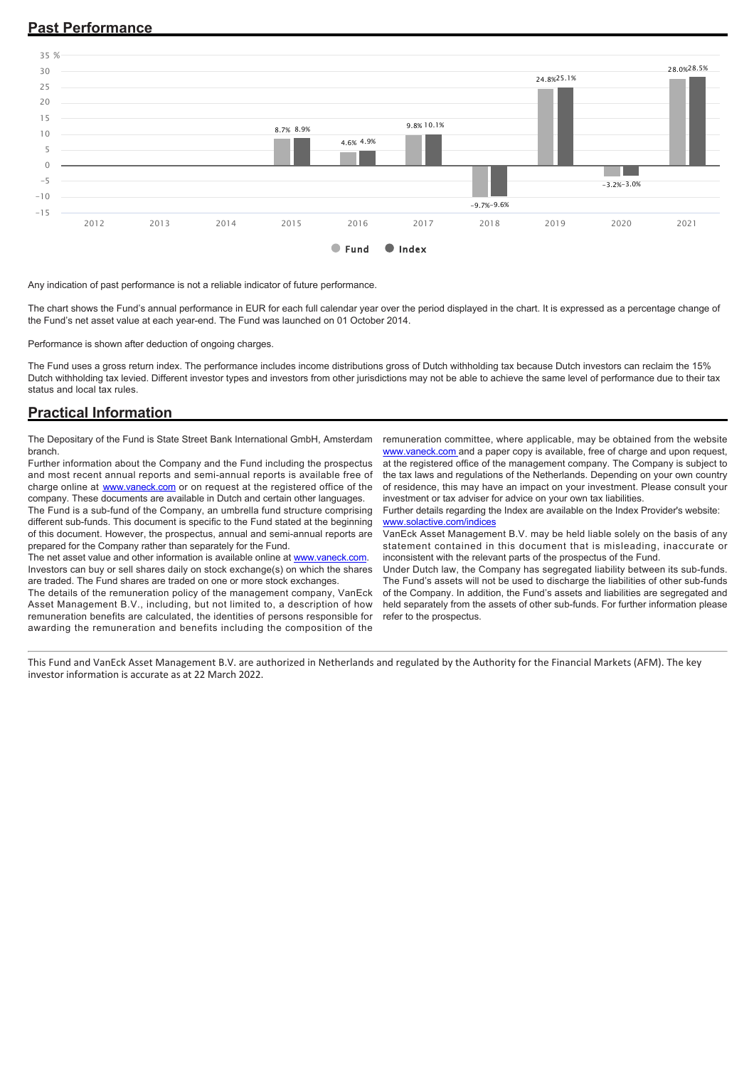## Past Performance

35 %
30
25
20
15
10
5
0
−5
−10
−15

2012 2013 2014 2015 2016 2017 2018 2019 2020 2021

8.7% 8.9%
4.6% 4.9%
9.8% 10.1%
−9.7% −9.6%
24.8% 25.1%
−3.2% −3.0%
28.0% 28.5%

Fund Index

Any indication of past performance is not a reliable indicator of future performance.

The chart shows the Fund's annual performance in EUR for each full calendar year over the period displayed in the chart. It is expressed as a percentage change of the Fund's net asset value at each year-end. The Fund was launched on 01 October 2014.

Performance is shown after deduction of ongoing charges.

The Fund uses a gross return index. The performance includes income distributions gross of Dutch withholding tax because Dutch investors can reclaim the 15% Dutch withholding tax levied. Different investor types and investors from other jurisdictions may not be able to achieve the same level of performance due to their tax status and local tax rules.

## Practical Information

The Depositary of the Fund is State Street Bank International GmbH, Amsterdam branch.

Further information about the Company and the Fund including the prospectus and most recent annual reports and semi-annual reports is available free of charge online at www.vaneck.com or on request at the registered office of the company. These documents are available in Dutch and certain other languages.

The Fund is a sub-fund of the Company, an umbrella fund structure comprising different sub-funds. This document is specific to the Fund stated at the beginning of this document. However, the prospectus, annual and semi-annual reports are prepared for the Company rather than separately for the Fund.

The net asset value and other information is available online at www.vaneck.com.

Investors can buy or sell shares daily on stock exchange(s) on which the shares are traded. The Fund shares are traded on one or more stock exchanges.

The details of the remuneration policy of the management company, VanEck Asset Management B.V., including, but not limited to, a description of how remuneration benefits are calculated, the identities of persons responsible for awarding the remuneration and benefits including the composition of the remuneration committee, where applicable, may be obtained from the website www.vaneck.com and a paper copy is available, free of charge and upon request, at the registered office of the management company. The Company is subject to the tax laws and regulations of the Netherlands. Depending on your own country of residence, this may have an impact on your investment. Please consult your investment or tax adviser for advice on your own tax liabilities.

Further details regarding the Index are available on the Index Provider's website: www.solactive.com/indices

VanEck Asset Management B.V. may be held liable solely on the basis of any statement contained in this document that is misleading, inaccurate or inconsistent with the relevant parts of the prospectus of the Fund.

Under Dutch law, the Company has segregated liability between its sub-funds. The Fund's assets will not be used to discharge the liabilities of other sub-funds of the Company. In addition, the Fund's assets and liabilities are segregated and held separately from the assets of other sub-funds. For further information please refer to the prospectus.

This Fund and VanEck Asset Management B.V. are authorized in Netherlands and regulated by the Authority for the Financial Markets (AFM). The key investor information is accurate as at 22 March 2022.